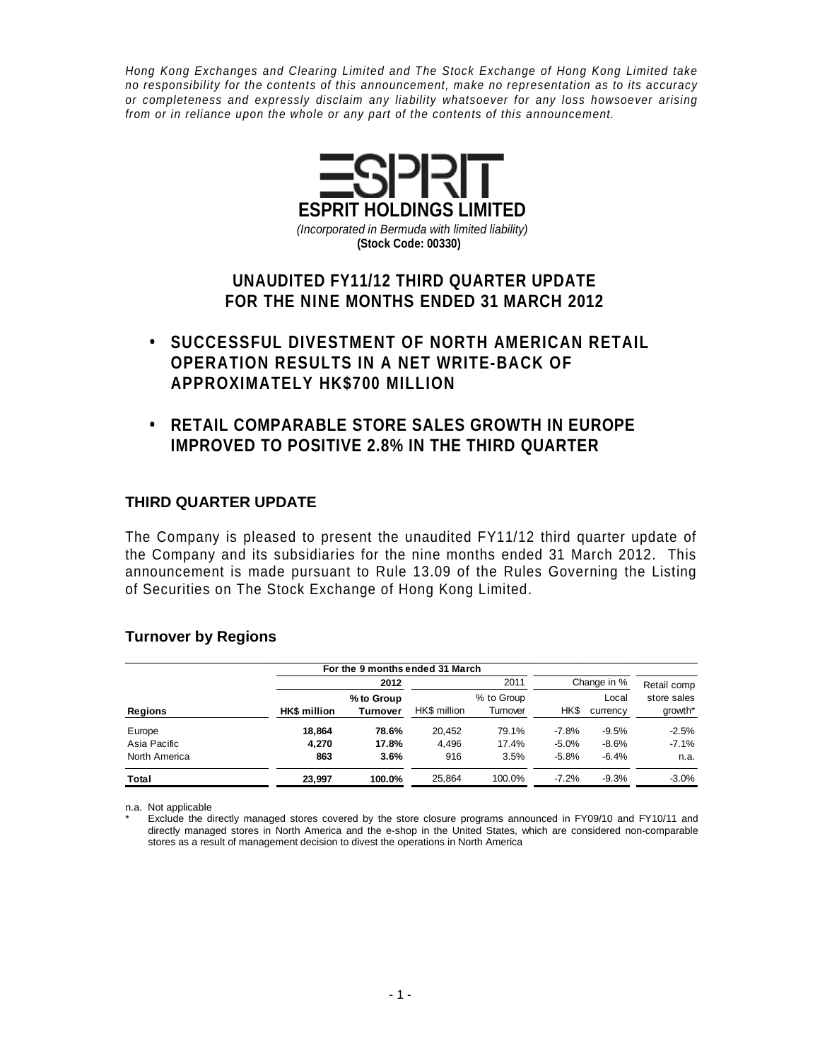*Hong Kong Exchanges and Clearing Limited and The Stock Exchange of Hong Kong Limited take no responsibility for the contents of this announcement, make no representation as to its accuracy or completeness and expressly disclaim any liability whatsoever for any loss howsoever arising from or in reliance upon the whole or any part of the contents of this announcement.*

**ESPRIT HOLDINGS LIMITED**

*(Incorporated in Bermuda with limited liability)*

**(Stock Code: 00330)**

# UNAUDITED FY11/12 THIRD QUARTER UPDATE FOR THE NINE MONTHS ENDED 31 MARCH 2012

- **SUCCESSFUL DIVESTMENT OF NORTH AMERICAN RETAIL OPERATION RESULTS IN A NET WRITE-BACK OF APPROXIMATELY HK$700 MILLION**
- **RETAIL COMPARABLE STORE SALES GROWTH IN EUROPE IMPROVED TO POSITIVE 2.8% IN THE THIRD QUARTER**

## THIRD QUARTER UPDATE

The Company is pleased to present the unaudited FY11/12 third quarter update of the Company and its subsidiaries for the nine months ended 31 March 2012. This announcement is made pursuant to Rule 13.09 of the Rules Governing the Listing of Securities on The Stock Exchange of Hong Kong Limited.

### Turnover by Regions

| | For the 9 months ended 31 March | | | | | | |
|---|---|---|---|---|---|---|---|
| | **2012** | | 2011 | | Change in % | | Retail comp |
| **Regions** | **HK$ million** | **% to Group Turnover** | HK$ million | % to Group Turnover | HK$ | Local currency | store sales growth* |
| Europe | **18,864** | **78.6%** | 20,452 | 79.1% | -7.8% | -9.5% | -2.5% |
| Asia Pacific | **4,270** | **17.8%** | 4,496 | 17.4% | -5.0% | -8.6% | -7.1% |
| North America | **863** | **3.6%** | 916 | 3.5% | -5.8% | -6.4% | n.a. |
| **Total** | **23,997** | **100.0%** | 25,864 | 100.0% | -7.2% | -9.3% | -3.0% |

n.a. Not applicable

\* Exclude the directly managed stores covered by the store closure programs announced in FY09/10 and FY10/11 and directly managed stores in North America and the e-shop in the United States, which are considered non-comparable stores as a result of management decision to divest the operations in North America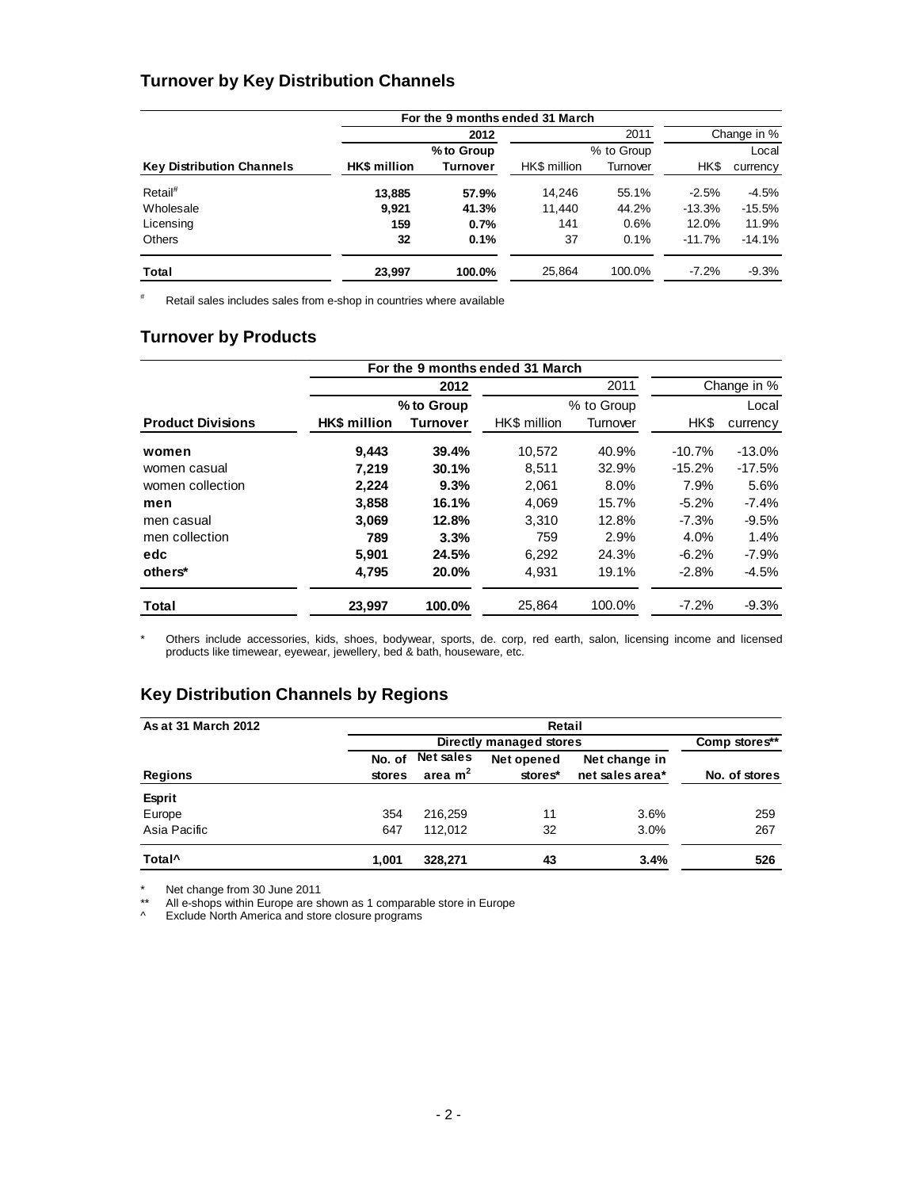## Turnover by Key Distribution Channels

| | For the 9 months ended 31 March | | | | | |
|---|---|---|---|---|---|---|
| | 2012 | | 2011 | | Change in % | |
| | | % to Group | | % to Group | | Local |
| **Key Distribution Channels** | **HK$ million** | **Turnover** | HK$ million | Turnover | HK$ | currency |
| Retail# | **13,885** | **57.9%** | 14,246 | 55.1% | -2.5% | -4.5% |
| Wholesale | **9,921** | **41.3%** | 11,440 | 44.2% | -13.3% | -15.5% |
| Licensing | **159** | **0.7%** | 141 | 0.6% | 12.0% | 11.9% |
| Others | **32** | **0.1%** | 37 | 0.1% | -11.7% | -14.1% |
| **Total** | **23,997** | **100.0%** | 25,864 | 100.0% | -7.2% | -9.3% |

# Retail sales includes sales from e-shop in countries where available

## Turnover by Products

| | For the 9 months ended 31 March | | | | | |
|---|---|---|---|---|---|---|
| | 2012 | | 2011 | | Change in % | |
| | | % to Group | | % to Group | | Local |
| **Product Divisions** | **HK$ million** | **Turnover** | HK$ million | Turnover | HK$ | currency |
| **women** | **9,443** | **39.4%** | 10,572 | 40.9% | -10.7% | -13.0% |
| women casual | **7,219** | **30.1%** | 8,511 | 32.9% | -15.2% | -17.5% |
| women collection | **2,224** | **9.3%** | 2,061 | 8.0% | 7.9% | 5.6% |
| **men** | **3,858** | **16.1%** | 4,069 | 15.7% | -5.2% | -7.4% |
| men casual | **3,069** | **12.8%** | 3,310 | 12.8% | -7.3% | -9.5% |
| men collection | **789** | **3.3%** | 759 | 2.9% | 4.0% | 1.4% |
| **edc** | **5,901** | **24.5%** | 6,292 | 24.3% | -6.2% | -7.9% |
| **others*** | **4,795** | **20.0%** | 4,931 | 19.1% | -2.8% | -4.5% |
| **Total** | **23,997** | **100.0%** | 25,864 | 100.0% | -7.2% | -9.3% |

* Others include accessories, kids, shoes, bodywear, sports, de. corp, red earth, salon, licensing income and licensed products like timewear, eyewear, jewellery, bed & bath, houseware, etc.

## Key Distribution Channels by Regions

| **As at 31 March 2012** | Retail | | | | |
|---|---|---|---|---|---|
| | Directly managed stores | | | | Comp stores** |
| | No. of | Net sales | Net opened | Net change in | |
| **Regions** | **stores** | **area $m^2$** | **stores*** | **net sales area*** | **No. of stores** |
| **Esprit** | | | | | |
| Europe | 354 | 216,259 | 11 | 3.6% | 259 |
| Asia Pacific | 647 | 112,012 | 32 | 3.0% | 267 |
| **Total^** | **1,001** | **328,271** | **43** | **3.4%** | **526** |

* Net change from 30 June 2011

** All e-shops within Europe are shown as 1 comparable store in Europe

^ Exclude North America and store closure programs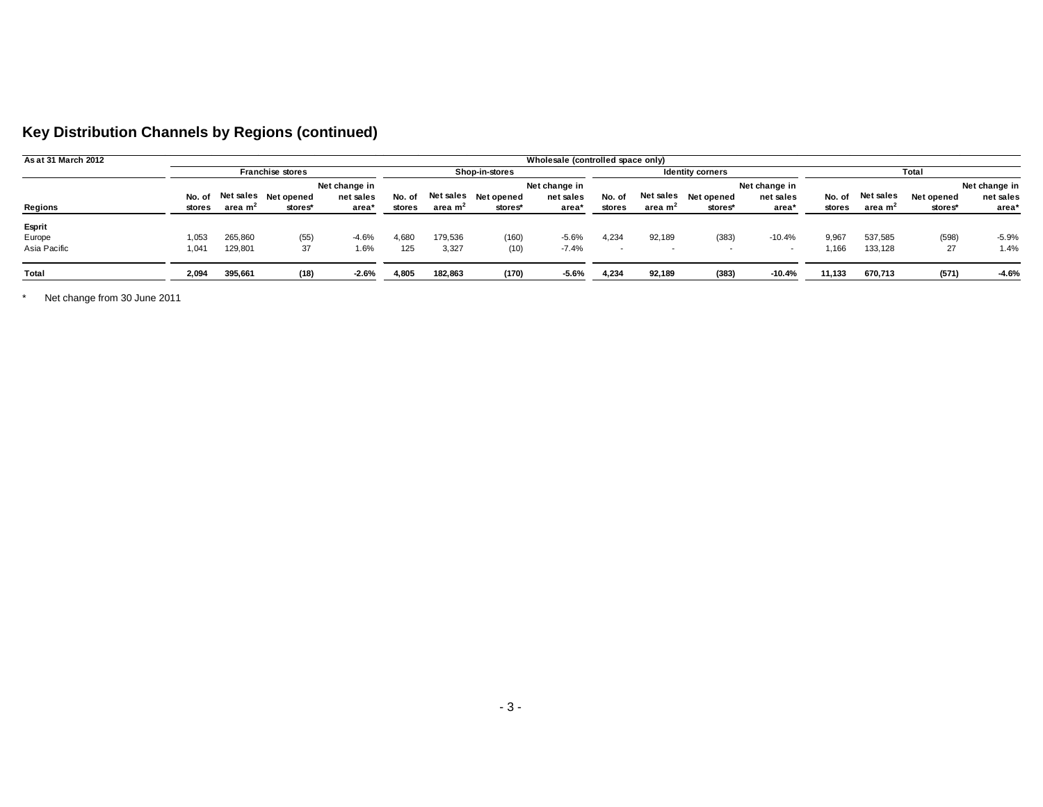## Key Distribution Channels by Regions (continued)

| As at 31 March 2012 | Wholesale (controlled space only) | | | | | | | | | | | | | | | |
|---|---|---|---|---|---|---|---|---|---|---|---|---|---|---|---|---|
| | Franchise stores | | | | Shop-in-stores | | | | Identity corners | | | | Total | | | |
| Regions | No. of stores | Net sales area m² | Net opened stores* | Net change in net sales area* | No. of stores | Net sales area m² | Net opened stores* | Net change in net sales area* | No. of stores | Net sales area m² | Net opened stores* | Net change in net sales area* | No. of stores | Net sales area m² | Net opened stores* | Net change in net sales area* |
| **Esprit** | | | | | | | | | | | | | | | | |
| Europe | 1,053 | 265,860 | (55) | -4.6% | 4,680 | 179,536 | (160) | -5.6% | 4,234 | 92,189 | (383) | -10.4% | 9,967 | 537,585 | (598) | -5.9% |
| Asia Pacific | 1,041 | 129,801 | 37 | 1.6% | 125 | 3,327 | (10) | -7.4% | - | - | - | - | 1,166 | 133,128 | 27 | 1.4% |
| **Total** | **2,094** | **395,661** | **(18)** | **-2.6%** | **4,805** | **182,863** | **(170)** | **-5.6%** | **4,234** | **92,189** | **(383)** | **-10.4%** | **11,133** | **670,713** | **(571)** | **-4.6%** |

\* Net change from 30 June 2011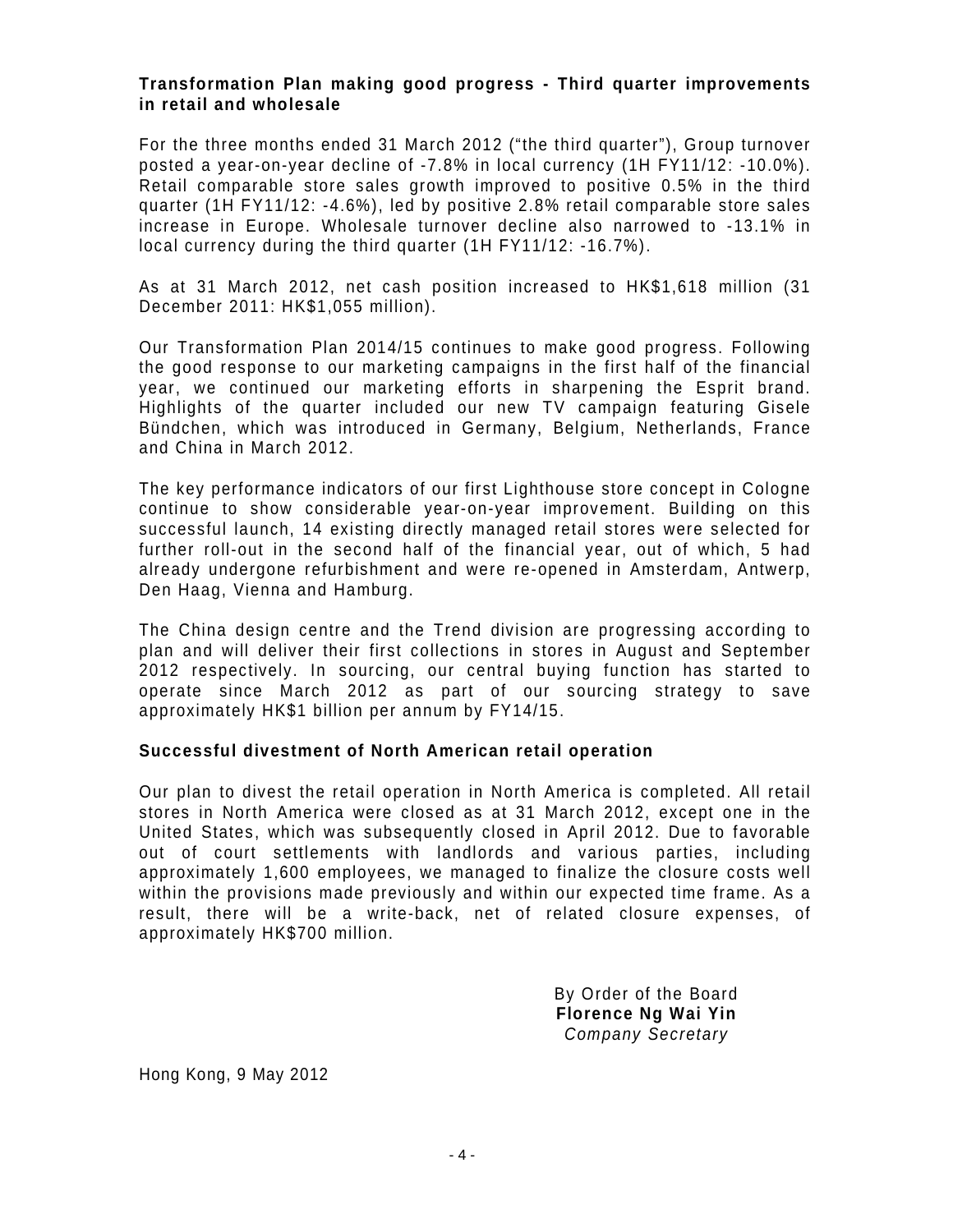**Transformation Plan making good progress - Third quarter improvements in retail and wholesale**

For the three months ended 31 March 2012 ("the third quarter"), Group turnover posted a year-on-year decline of -7.8% in local currency (1H FY11/12: -10.0%). Retail comparable store sales growth improved to positive 0.5% in the third quarter (1H FY11/12: -4.6%), led by positive 2.8% retail comparable store sales increase in Europe. Wholesale turnover decline also narrowed to -13.1% in local currency during the third quarter (1H FY11/12: -16.7%).

As at 31 March 2012, net cash position increased to HK$1,618 million (31 December 2011: HK$1,055 million).

Our Transformation Plan 2014/15 continues to make good progress. Following the good response to our marketing campaigns in the first half of the financial year, we continued our marketing efforts in sharpening the Esprit brand. Highlights of the quarter included our new TV campaign featuring Gisele Bündchen, which was introduced in Germany, Belgium, Netherlands, France and China in March 2012.

The key performance indicators of our first Lighthouse store concept in Cologne continue to show considerable year-on-year improvement. Building on this successful launch, 14 existing directly managed retail stores were selected for further roll-out in the second half of the financial year, out of which, 5 had already undergone refurbishment and were re-opened in Amsterdam, Antwerp, Den Haag, Vienna and Hamburg.

The China design centre and the Trend division are progressing according to plan and will deliver their first collections in stores in August and September 2012 respectively. In sourcing, our central buying function has started to operate since March 2012 as part of our sourcing strategy to save approximately HK$1 billion per annum by FY14/15.

**Successful divestment of North American retail operation**

Our plan to divest the retail operation in North America is completed. All retail stores in North America were closed as at 31 March 2012, except one in the United States, which was subsequently closed in April 2012. Due to favorable out of court settlements with landlords and various parties, including approximately 1,600 employees, we managed to finalize the closure costs well within the provisions made previously and within our expected time frame. As a result, there will be a write-back, net of related closure expenses, of approximately HK$700 million.

By Order of the Board
**Florence Ng Wai Yin**
*Company Secretary*

Hong Kong, 9 May 2012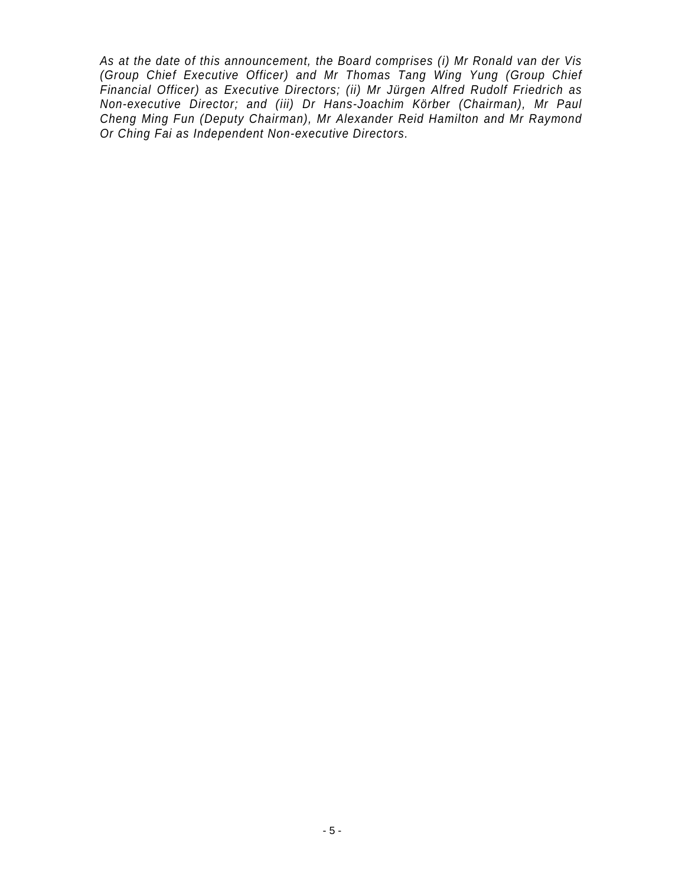*As at the date of this announcement, the Board comprises (i) Mr Ronald van der Vis (Group Chief Executive Officer) and Mr Thomas Tang Wing Yung (Group Chief Financial Officer) as Executive Directors; (ii) Mr Jürgen Alfred Rudolf Friedrich as Non-executive Director; and (iii) Dr Hans-Joachim Körber (Chairman), Mr Paul Cheng Ming Fun (Deputy Chairman), Mr Alexander Reid Hamilton and Mr Raymond Or Ching Fai as Independent Non-executive Directors.*